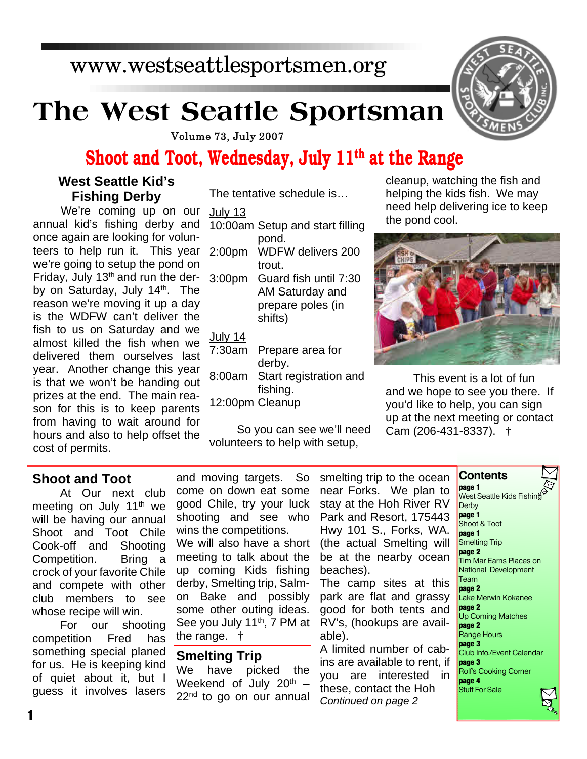www.westseattlesportsmen.org

# The West Seattle Sportsman

Volume 73, July 2007

## Shoot and Toot, Wednesday, July 11th at the Range

### West Seattle Kid's Fishing Derby

We're coming up on our annual kid's fishing derby and once again are looking for volunteers to help run it. This year we're going to setup the pond on Friday, July 13th and run the derby on Saturday, July 14th. The reason we're moving it up a day is the WDFW can't deliver the fish to us on Saturday and we almost killed the fish when we delivered them ourselves last year. Another change this year is that we won't be handing out prizes at the end. The main reason for this is to keep parents from having to wait around for hours and also to help offset the cost of permits.

The tentative schedule is…

July 13

10:00am Setup and start filling pond.

2:00pm WDFW delivers 200 trout.

3:00pm Guard fish until 7:30 AM Saturday and prepare poles (in shifts)

July 14

7:30am Prepare area for derby.

8:00am Start registration and fishing.

12:00pm Cleanup

So you can see we'll need volunteers to help with setup, cleanup, watching the fish and helping the kids fish. We may need help delivering ice to keep the pond cool.

This event is a lot of fun and we hope to see you there. If you'd like to help, you can sign up at the next meeting or contact Cam (206-431-8337). †

### Shoot and Toot

At Our next club meeting on July 11th we will be having our annual Shoot and Toot Chile Cook-off and Shooting Competition. Bring a crock of your favorite Chile and compete with other club members to see whose recipe will win.

For our shooting competition Fred has something special planed for us. He is keeping kind of quiet about it, but I guess it involves lasers and moving targets. So come on down eat some good Chile, try your luck shooting and see who wins the competitions.

We will also have a short meeting to talk about the up coming Kids fishing derby, Smelting trip, Salmon Bake and possibly some other outing ideas. See you July 11th, 7 PM at the range. †

### Smelting Trip

We have picked the Weekend of July 20th – 22nd to go on our annual smelting trip to the ocean near Forks. We plan to stay at the Hoh River RV Park and Resort, 175443 Hwy 101 S., Forks, WA. (the actual Smelting will be at the nearby ocean beaches).

The camp sites at this park are flat and grassy good for both tents and RV's, (hookups are available).

A limited number of cabins are available to rent, if you are interested in these, contact the Hoh

*Continued on page 2*

### Contents

**page 1** West Seattle Kids Fishing Derby

**page 1** Shoot & Toot

**page 1** Smelting Trip

**page 2** Tim Mar Earns Places on National Development Team

**page 2** Lake Merwin Kokanee

**page 2** Up Coming Matches

**page 2** Range Hours

**page 3** Club Info./Event Calendar

**page 3** Rolf's Cooking Corner

**page 4** Stuff For Sale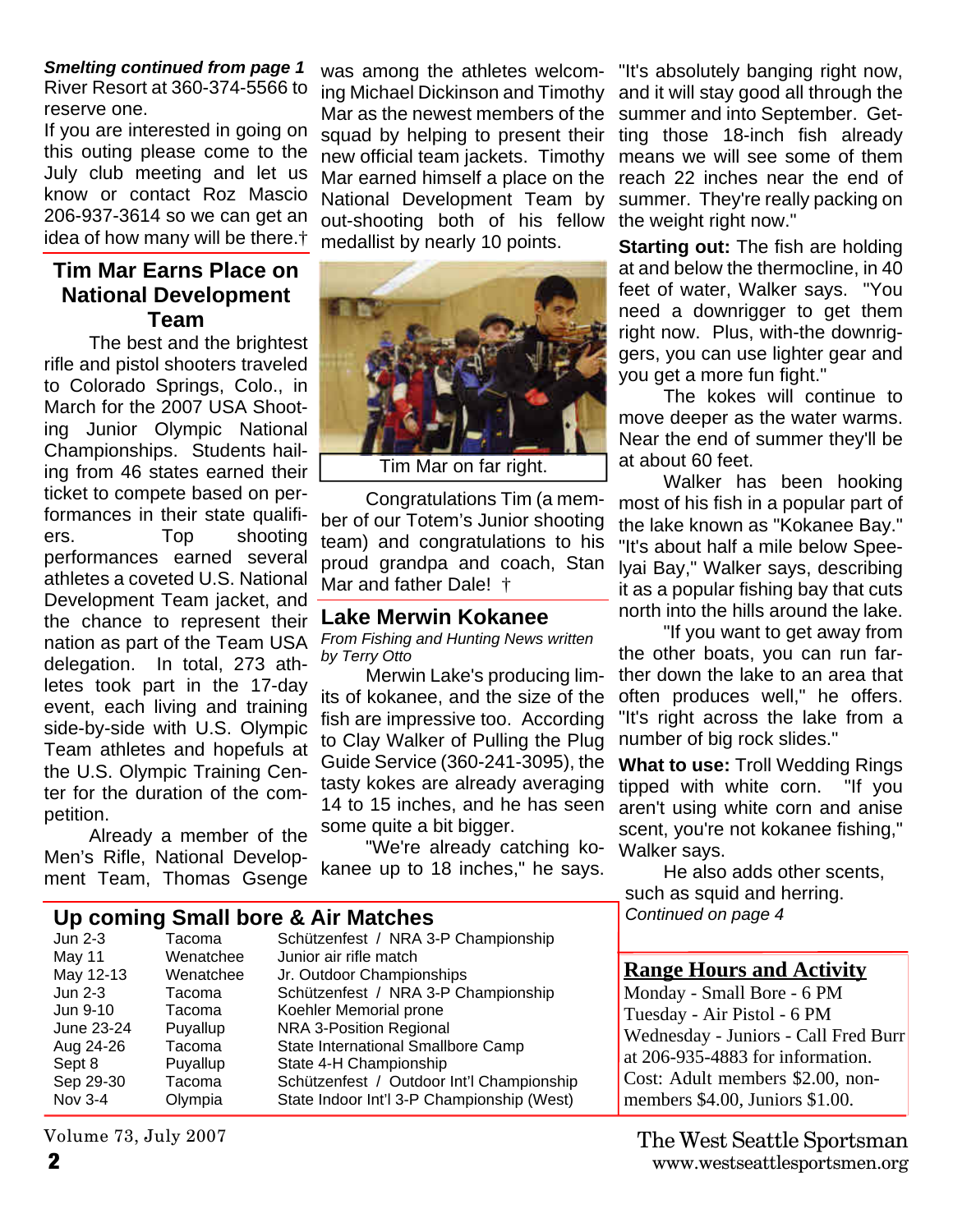***Smelting continued from page 1***

River Resort at 360-374-5566 to reserve one.

If you are interested in going on this outing please come to the July club meeting and let us know or contact Roz Mascio 206-937-3614 so we can get an idea of how many will be there.†

## Tim Mar Earns Place on National Development Team

The best and the brightest rifle and pistol shooters traveled to Colorado Springs, Colo., in March for the 2007 USA Shooting Junior Olympic National Championships. Students hailing from 46 states earned their ticket to compete based on performances in their state qualifiers. Top shooting performances earned several athletes a coveted U.S. National Development Team jacket, and the chance to represent their nation as part of the Team USA delegation. In total, 273 athletes took part in the 17-day event, each living and training side-by-side with U.S. Olympic Team athletes and hopefuls at the U.S. Olympic Training Center for the duration of the competition.

Already a member of the Men's Rifle, National Development Team, Thomas Gsenge was among the athletes welcoming Michael Dickinson and Timothy Mar as the newest members of the squad by helping to present their new official team jackets. Timothy Mar earned himself a place on the National Development Team by out-shooting both of his fellow medallist by nearly 10 points.

Tim Mar on far right.

Congratulations Tim (a member of our Totem's Junior shooting team) and congratulations to his proud grandpa and coach, Stan Mar and father Dale! †

## Lake Merwin Kokanee

*From Fishing and Hunting News written by Terry Otto*

Merwin Lake's producing limits of kokanee, and the size of the fish are impressive too. According to Clay Walker of Pulling the Plug Guide Service (360-241-3095), the tasty kokes are already averaging 14 to 15 inches, and he has seen some quite a bit bigger.

"We're already catching kokanee up to 18 inches," he says. "It's absolutely banging right now, and it will stay good all through the summer and into September. Getting those 18-inch fish already means we will see some of them reach 22 inches near the end of summer. They're really packing on the weight right now."

**Starting out:** The fish are holding at and below the thermocline, in 40 feet of water, Walker says. "You need a downrigger to get them right now. Plus, with-the downriggers, you can use lighter gear and you get a more fun fight."

The kokes will continue to move deeper as the water warms. Near the end of summer they'll be at about 60 feet.

Walker has been hooking most of his fish in a popular part of the lake known as "Kokanee Bay." "It's about half a mile below Speelyai Bay," Walker says, describing it as a popular fishing bay that cuts north into the hills around the lake.

"If you want to get away from the other boats, you can run farther down the lake to an area that often produces well," he offers. "It's right across the lake from a number of big rock slides."

**What to use:** Troll Wedding Rings tipped with white corn. "If you aren't using white corn and anise scent, you're not kokanee fishing," Walker says.

He also adds other scents, such as squid and herring.

*Continued on page 4*

## Up coming Small bore & Air Matches

| | | |
|---|---|---|
| Jun 2-3 | Tacoma | Schützenfest / NRA 3-P Championship |
| May 11 | Wenatchee | Junior air rifle match |
| May 12-13 | Wenatchee | Jr. Outdoor Championships |
| Jun 2-3 | Tacoma | Schützenfest / NRA 3-P Championship |
| Jun 9-10 | Tacoma | Koehler Memorial prone |
| June 23-24 | Puyallup | NRA 3-Position Regional |
| Aug 24-26 | Tacoma | State International Smallbore Camp |
| Sept 8 | Puyallup | State 4-H Championship |
| Sep 29-30 | Tacoma | Schützenfest / Outdoor Int'l Championship |
| Nov 3-4 | Olympia | State Indoor Int'l 3-P Championship (West) |

## Range Hours and Activity

Monday - Small Bore - 6 PM
Tuesday - Air Pistol - 6 PM
Wednesday - Juniors - Call Fred Burr at 206-935-4883 for information.
Cost: Adult members $2.00, non-members $4.00, Juniors $1.00.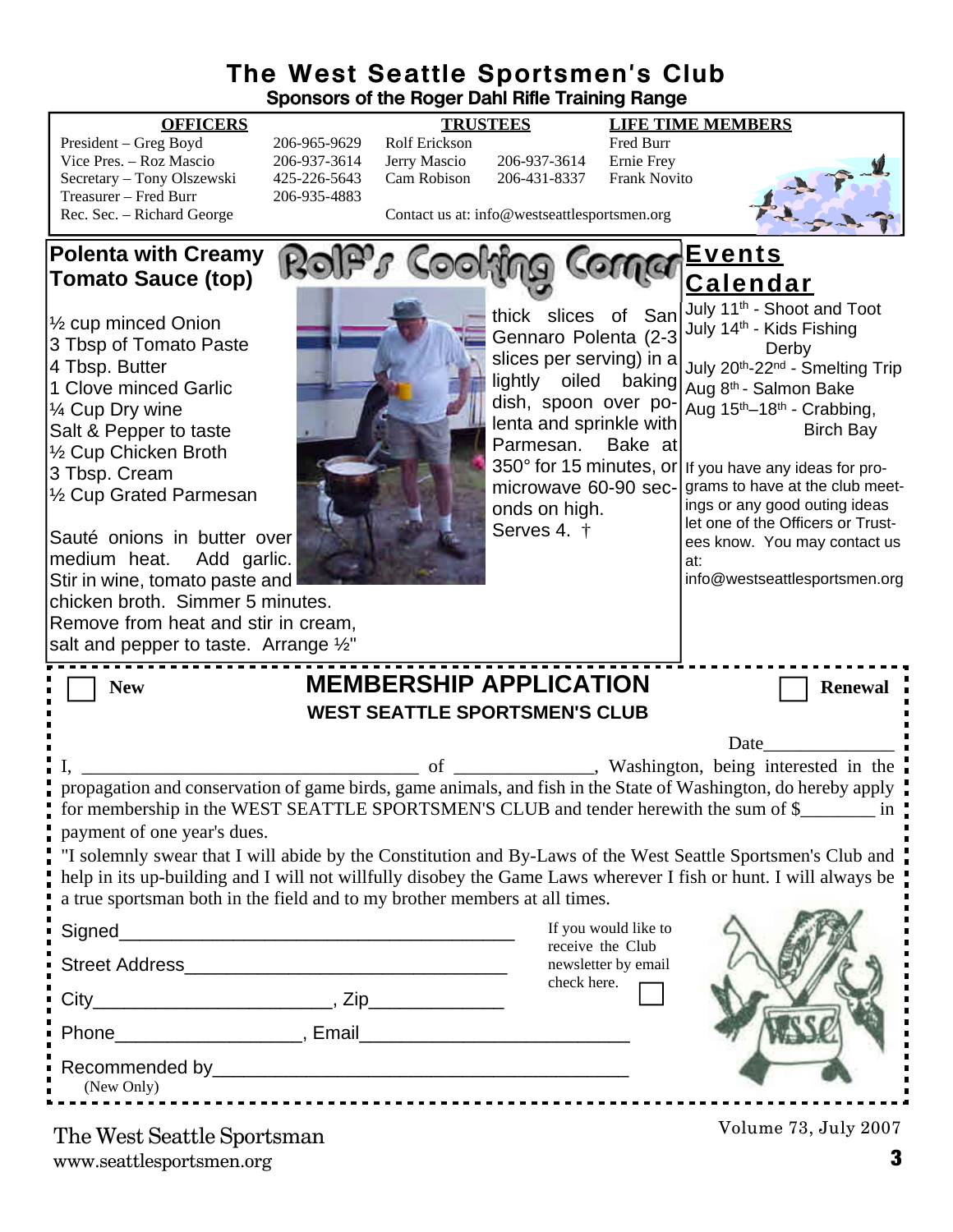# The West Seattle Sportsmen's Club

**Sponsors of the Roger Dahl Rifle Training Range**

| OFFICERS | | TRUSTEES | | LIFE TIME MEMBERS |
|---|---|---|---|---|
| President – Greg Boyd | 206-965-9629 | Rolf Erickson | | Fred Burr |
| Vice Pres. – Roz Mascio | 206-937-3614 | Jerry Mascio | 206-937-3614 | Ernie Frey |
| Secretary – Tony Olszewski | 425-226-5643 | Cam Robison | 206-431-8337 | Frank Novito |
| Treasurer – Fred Burr | 206-935-4883 | | | |
| Rec. Sec. – Richard George | | Contact us at: info@westseattlesportsmen.org | | |

## Rolf's Cooking Corner

### Polenta with Creamy Tomato Sauce (top)

- ½ cup minced Onion
- 3 Tbsp of Tomato Paste
- 4 Tbsp. Butter
- 1 Clove minced Garlic
- ¼ Cup Dry wine
- Salt & Pepper to taste
- ½ Cup Chicken Broth
- 3 Tbsp. Cream
- ½ Cup Grated Parmesan

Sauté onions in butter over medium heat. Add garlic. Stir in wine, tomato paste and chicken broth. Simmer 5 minutes. Remove from heat and stir in cream, salt and pepper to taste. Arrange ½" thick slices of San Gennaro Polenta (2-3 slices per serving) in a lightly oiled baking dish, spoon over polenta and sprinkle with Parmesan. Bake at 350° for 15 minutes, or microwave 60-90 seconds on high. Serves 4. †

## Events Calendar

- July 11th - Shoot and Toot
- July 14th - Kids Fishing Derby
- July 20th-22nd - Smelting Trip
- Aug 8th - Salmon Bake
- Aug 15th–18th - Crabbing, Birch Bay

If you have any ideas for programs to have at the club meetings or any good outing ideas let one of the Officers or Trustees know. You may contact us at: info@westseattlesportsmen.org

---

☐ New **MEMBERSHIP APPLICATION** ☐ Renewal

**WEST SEATTLE SPORTSMEN'S CLUB**

Date______________

I, ____________________________________ of _______________, Washington, being interested in the propagation and conservation of game birds, game animals, and fish in the State of Washington, do hereby apply for membership in the WEST SEATTLE SPORTSMEN'S CLUB and tender herewith the sum of $________ in payment of one year's dues.

"I solemnly swear that I will abide by the Constitution and By-Laws of the West Seattle Sportsmen's Club and help in its up-building and I will not willfully disobey the Game Laws wherever I fish or hunt. I will always be a true sportsman both in the field and to my brother members at all times.

Signed_______________________________________

Street Address_______________________________

City_______________________, Zip_____________

Phone__________________, Email_________________________

Recommended by_________________________________________
(New Only)

If you would like to receive the Club newsletter by email check here. ☐

The West Seattle Sportsman
www.seattlesportsmen.org

Volume 73, July 2007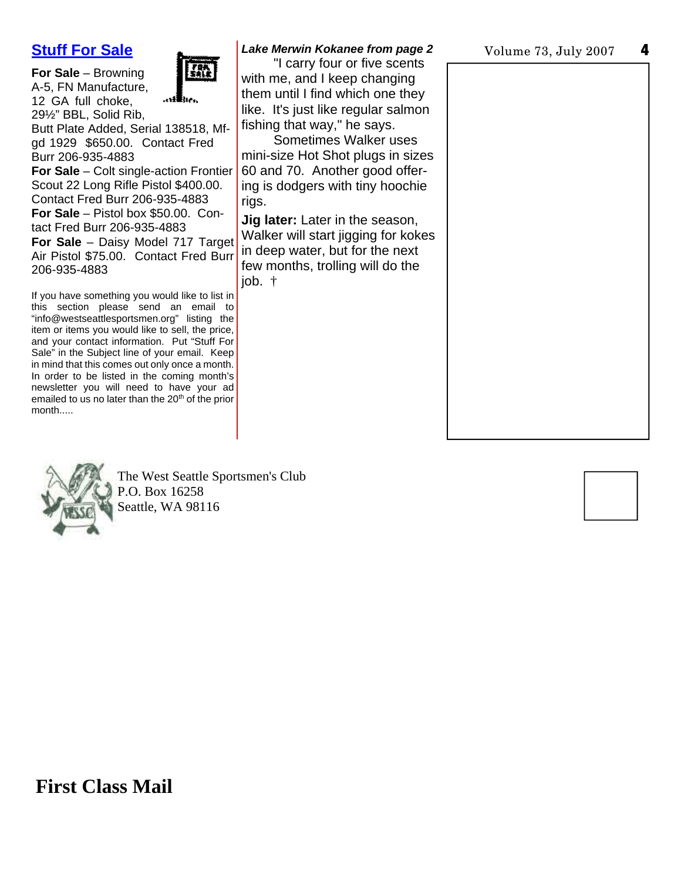## Stuff For Sale

**For Sale** – Browning A-5, FN Manufacture, 12 GA full choke, 29½" BBL, Solid Rib, Butt Plate Added, Serial 138518, Mfgd 1929 $650.00. Contact Fred Burr 206-935-4883

**For Sale** – Colt single-action Frontier Scout 22 Long Rifle Pistol $400.00. Contact Fred Burr 206-935-4883

**For Sale** – Pistol box $50.00. Contact Fred Burr 206-935-4883

**For Sale** – Daisy Model 717 Target Air Pistol $75.00. Contact Fred Burr 206-935-4883

If you have something you would like to list in this section please send an email to "info@westseattlesportsmen.org" listing the item or items you would like to sell, the price, and your contact information. Put "Stuff For Sale" in the Subject line of your email. Keep in mind that this comes out only once a month. In order to be listed in the coming month's newsletter you will need to have your ad emailed to us no later than the 20th of the prior month.....

***Lake Merwin Kokanee from page 2***

"I carry four or five scents with me, and I keep changing them until I find which one they like. It's just like regular salmon fishing that way," he says.

Sometimes Walker uses mini-size Hot Shot plugs in sizes 60 and 70. Another good offering is dodgers with tiny hoochie rigs.

**Jig later:** Later in the season, Walker will start jigging for kokes in deep water, but for the next few months, trolling will do the job. †

The West Seattle Sportsmen's Club
P.O. Box 16258
Seattle, WA 98116

**First Class Mail**